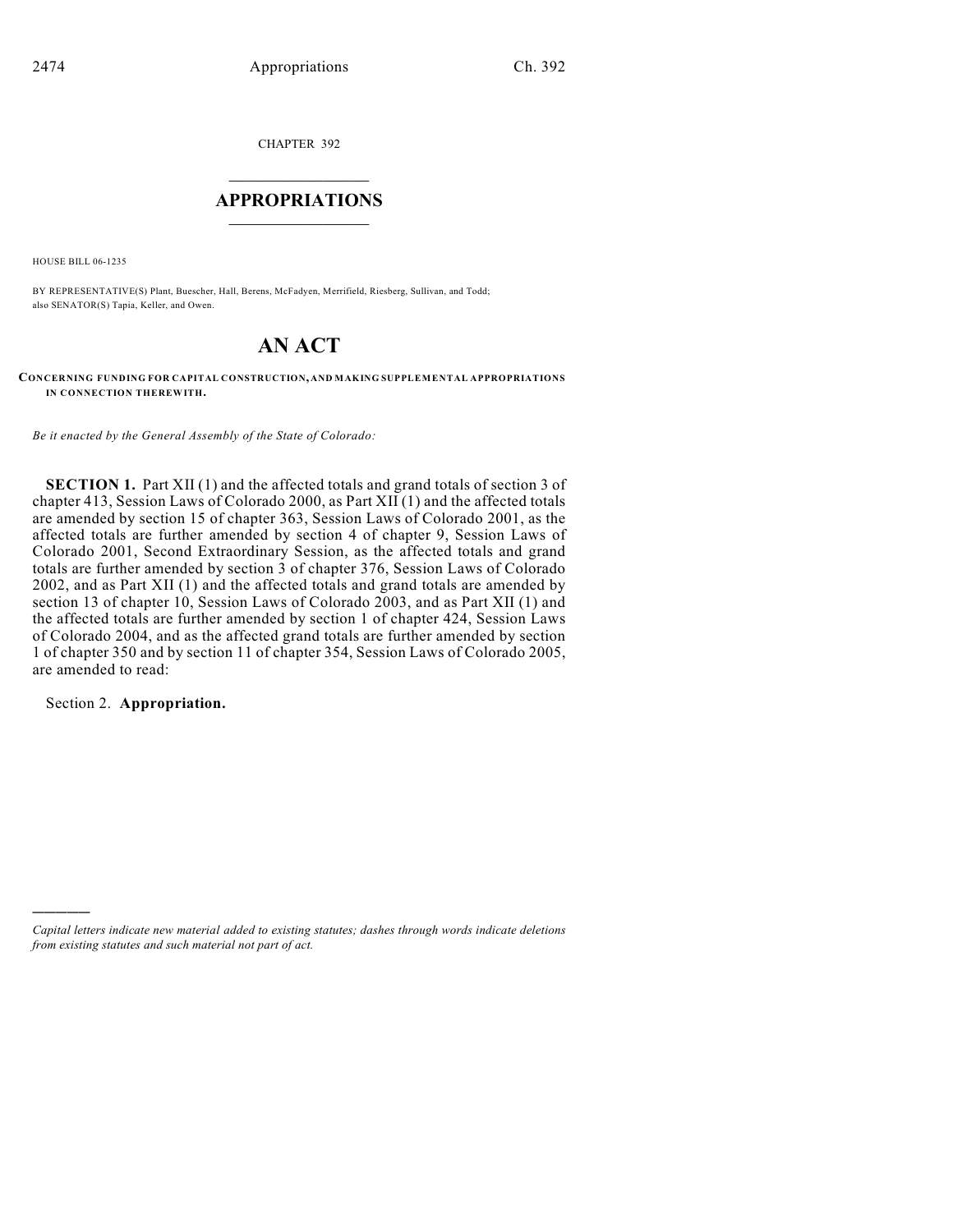CHAPTER 392

# APPROPRIATIONS

HOUSE BILL 06-1235

BY REPRESENTATIVE(S) Plant, Buescher, Hall, Berens, McFadyen, Merrifield, Riesberg, Sullivan, and Todd; also SENATOR(S) Tapia, Keller, and Owen.

# AN ACT

**CONCERNING FUNDING FOR CAPITAL CONSTRUCTION, AND MAKING SUPPLEMENTAL APPROPRIATIONS IN CONNECTION THEREWITH.**

*Be it enacted by the General Assembly of the State of Colorado:*

**SECTION 1.** Part XII (1) and the affected totals and grand totals of section 3 of chapter 413, Session Laws of Colorado 2000, as Part XII (1) and the affected totals are amended by section 15 of chapter 363, Session Laws of Colorado 2001, as the affected totals are further amended by section 4 of chapter 9, Session Laws of Colorado 2001, Second Extraordinary Session, as the affected totals and grand totals are further amended by section 3 of chapter 376, Session Laws of Colorado 2002, and as Part XII (1) and the affected totals and grand totals are amended by section 13 of chapter 10, Session Laws of Colorado 2003, and as Part XII (1) and the affected totals are further amended by section 1 of chapter 424, Session Laws of Colorado 2004, and as the affected grand totals are further amended by section 1 of chapter 350 and by section 11 of chapter 354, Session Laws of Colorado 2005, are amended to read:

Section 2. **Appropriation.**

---

*Capital letters indicate new material added to existing statutes; dashes through words indicate deletions from existing statutes and such material not part of act.*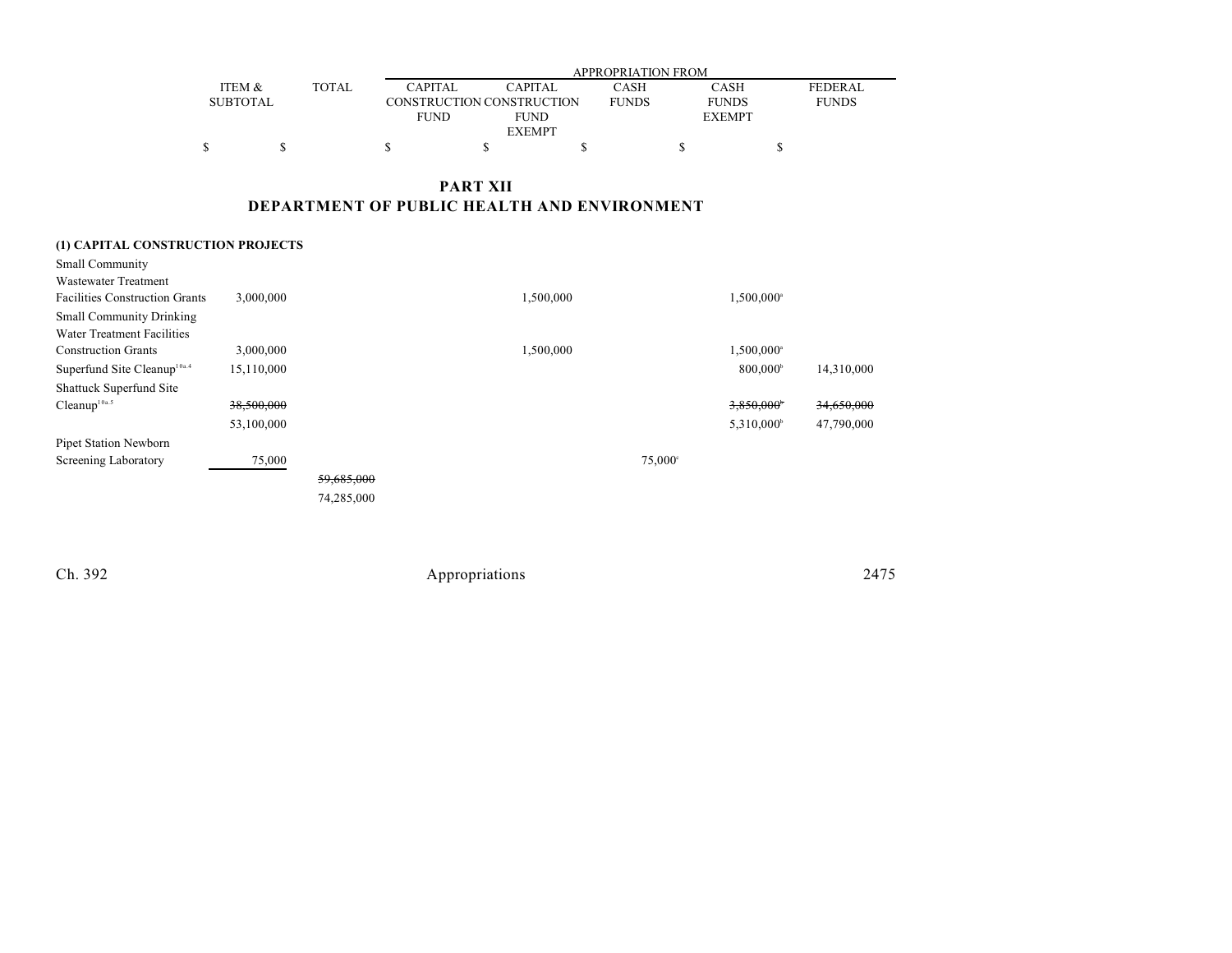| | ITEM & SUBTOTAL | TOTAL | APPROPRIATION FROM | | | | |
|---|---|---|---|---|---|---|---|
| | | | CAPITAL CONSTRUCTION FUND | CAPITAL CONSTRUCTION FUND EXEMPT | CASH FUNDS | CASH FUNDS EXEMPT | FEDERAL FUNDS |
| | $ | $ | $ | $ | $ | $ | $ |

## PART XII
## DEPARTMENT OF PUBLIC HEALTH AND ENVIRONMENT

| | ITEM & SUBTOTAL | TOTAL | CAPITAL CONSTRUCTION FUND | CAPITAL CONSTRUCTION FUND EXEMPT | CASH FUNDS | CASH FUNDS EXEMPT | FEDERAL FUNDS |
|---|---|---|---|---|---|---|---|
| **(1) CAPITAL CONSTRUCTION PROJECTS** | | | | | | | |
| Small Community Wastewater Treatment Facilities Construction Grants | 3,000,000 | | | 1,500,000 | | 1,500,000[a] | |
| Small Community Drinking Water Treatment Facilities Construction Grants | 3,000,000 | | | 1,500,000 | | 1,500,000[a] | |
| Superfund Site Cleanup[10a.4] | 15,110,000 | | | | | 800,000[b] | 14,310,000 |
| Shattuck Superfund Site Cleanup[10a.5] | ~~38,500,000~~ | | | | | ~~3,850,000[b]~~ | ~~34,650,000~~ |
| | 53,100,000 | | | | | 5,310,000[b] | 47,790,000 |
| Pipet Station Newborn Screening Laboratory | 75,000 | | | | 75,000[c] | | |
| | | ~~59,685,000~~ | | | | | |
| | | 74,285,000 | | | | | |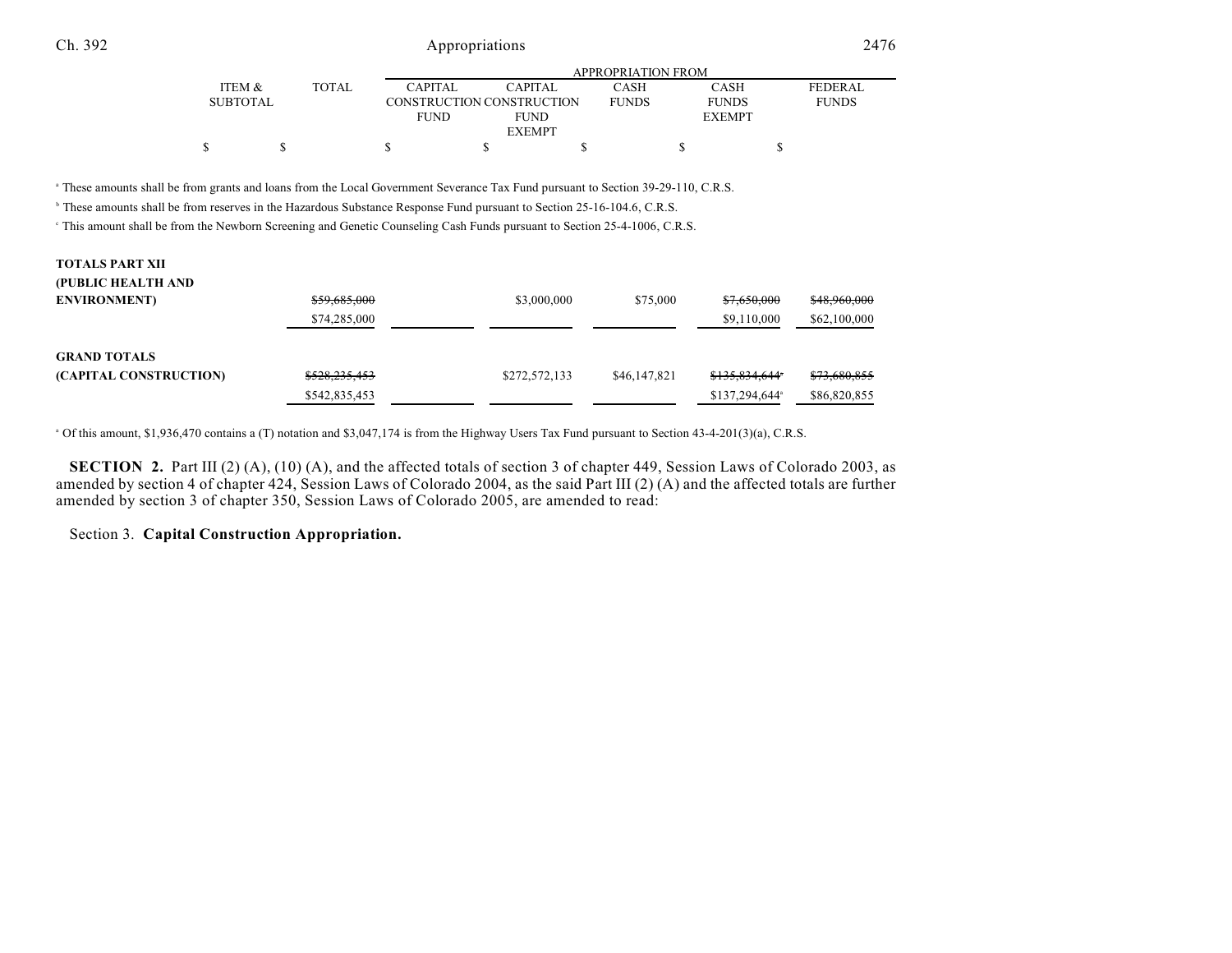| | ITEM & SUBTOTAL | TOTAL | APPROPRIATION FROM | | | | |
|---|---|---|---|---|---|---|---|
| | | | CAPITAL CONSTRUCTION FUND | CAPITAL CONSTRUCTION FUND EXEMPT | CASH FUNDS | CASH FUNDS EXEMPT | FEDERAL FUNDS |
| | $ | $ | $ | $ | $ | $ | $ |

[a] These amounts shall be from grants and loans from the Local Government Severance Tax Fund pursuant to Section 39-29-110, C.R.S.

[b] These amounts shall be from reserves in the Hazardous Substance Response Fund pursuant to Section 25-16-104.6, C.R.S.

[c] This amount shall be from the Newborn Screening and Genetic Counseling Cash Funds pursuant to Section 25-4-1006, C.R.S.

| | ITEM & SUBTOTAL | TOTAL | CAPITAL CONSTRUCTION FUND | CAPITAL CONSTRUCTION FUND EXEMPT | CASH FUNDS | CASH FUNDS EXEMPT | FEDERAL FUNDS |
|---|---|---|---|---|---|---|---|
| **TOTALS PART XII (PUBLIC HEALTH AND ENVIRONMENT)** | | ~~$59,685,000~~ | | $3,000,000 | $75,000 | ~~$7,650,000~~ | ~~$48,960,000~~ |
| | | $74,285,000 | | | | $9,110,000 | $62,100,000 |
| **GRAND TOTALS (CAPITAL CONSTRUCTION)** | | ~~$528,235,453~~ | | $272,572,133 | $46,147,821 | ~~$135,834,644~~[a] | ~~$73,680,855~~ |
| | | $542,835,453 | | | | $137,294,644[a] | $86,820,855 |

[a] Of this amount, $1,936,470 contains a (T) notation and $3,047,174 is from the Highway Users Tax Fund pursuant to Section 43-4-201(3)(a), C.R.S.

**SECTION 2.** Part III (2) (A), (10) (A), and the affected totals of section 3 of chapter 449, Session Laws of Colorado 2003, as amended by section 4 of chapter 424, Session Laws of Colorado 2004, as the said Part III (2) (A) and the affected totals are further amended by section 3 of chapter 350, Session Laws of Colorado 2005, are amended to read:

Section 3. **Capital Construction Appropriation.**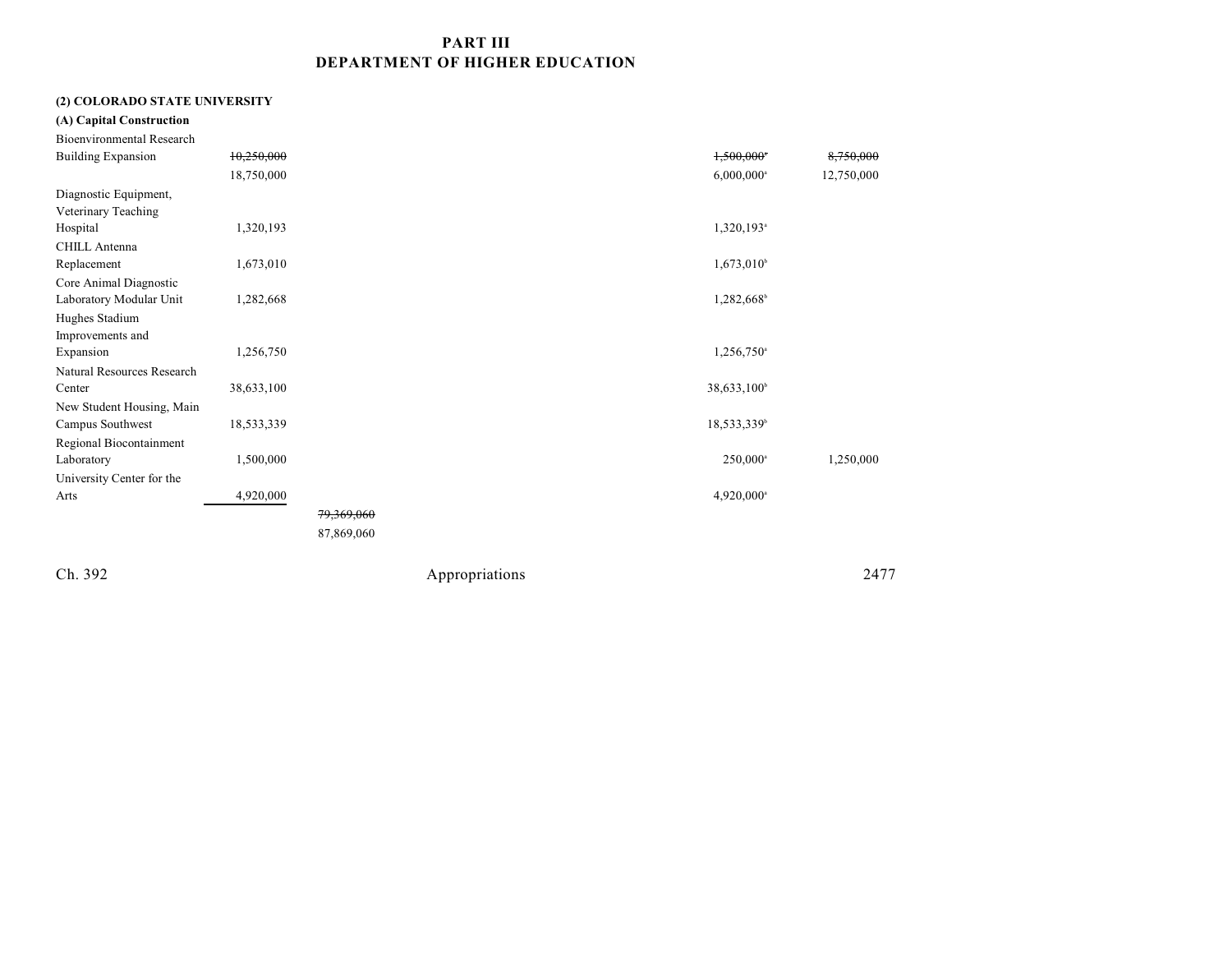# PART III
## DEPARTMENT OF HIGHER EDUCATION

**(2) COLORADO STATE UNIVERSITY**

**(A) Capital Construction**

| Item | Item Total | Total | Capital Construction Fund Exempt | Cash Funds | Cash Funds Exempt | Federal Funds |
|---|---|---|---|---|---|---|
| Bioenvironmental Research Building Expansion | ~~10,250,000~~ 18,750,000 | | | | ~~1,500,000[a]~~ 6,000,000[a] | ~~8,750,000~~ 12,750,000 |
| Diagnostic Equipment, Veterinary Teaching Hospital | 1,320,193 | | | | 1,320,193[a] | |
| CHILL Antenna Replacement | 1,673,010 | | | | 1,673,010[b] | |
| Core Animal Diagnostic Laboratory Modular Unit | 1,282,668 | | | | 1,282,668[b] | |
| Hughes Stadium Improvements and Expansion | 1,256,750 | | | | 1,256,750[a] | |
| Natural Resources Research Center | 38,633,100 | | | | 38,633,100[b] | |
| New Student Housing, Main Campus Southwest | 18,533,339 | | | | 18,533,339[b] | |
| Regional Biocontainment Laboratory | 1,500,000 | | | | 250,000[a] | 1,250,000 |
| University Center for the Arts | 4,920,000 | | | | 4,920,000[a] | |
| | | ~~79,369,060~~ 87,869,060 | | | | |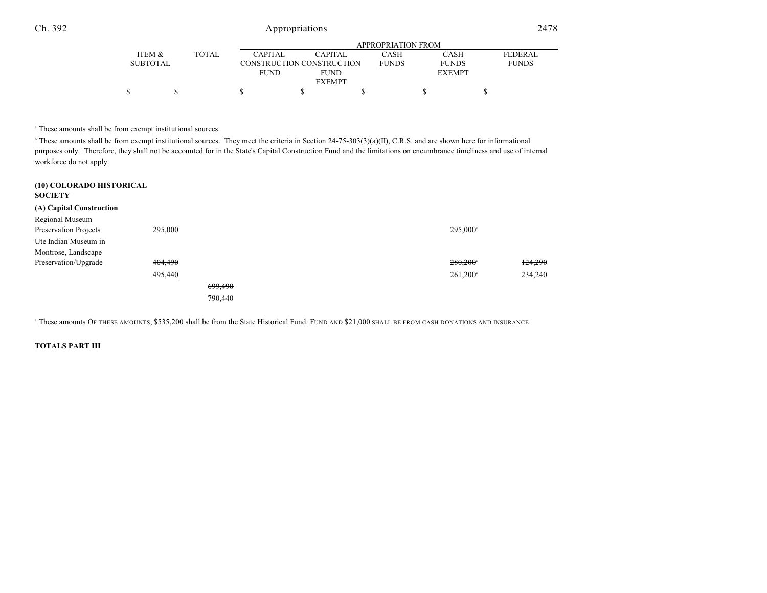| | ITEM & SUBTOTAL | TOTAL | APPROPRIATION FROM CAPITAL CONSTRUCTION FUND | CAPITAL CONSTRUCTION FUND EXEMPT | CASH FUNDS | CASH FUNDS EXEMPT | FEDERAL FUNDS |
|---|---|---|---|---|---|---|---|
| | $ | $ | $ | $ | $ | $ | $ |

[a] These amounts shall be from exempt institutional sources.

[b] These amounts shall be from exempt institutional sources. They meet the criteria in Section 24-75-303(3)(a)(II), C.R.S. and are shown here for informational purposes only. Therefore, they shall not be accounted for in the State's Capital Construction Fund and the limitations on encumbrance timeliness and use of internal workforce do not apply.

**(10) COLORADO HISTORICAL SOCIETY**

**(A) Capital Construction**

| | ITEM & SUBTOTAL | TOTAL | CAPITAL CONSTRUCTION FUND | CAPITAL CONSTRUCTION FUND EXEMPT | CASH FUNDS | CASH FUNDS EXEMPT | FEDERAL FUNDS |
|---|---|---|---|---|---|---|---|
| Regional Museum Preservation Projects | 295,000 | | | | | 295,000[a] | |
| Ute Indian Museum in Montrose, Landscape Preservation/Upgrade | ~~404,490~~ | | | | | ~~280,200~~[a] | ~~124,290~~ |
| | 495,440 | | | | | 261,200[a] | 234,240 |
| | | ~~699,490~~ | | | | | |
| | | 790,440 | | | | | |

[a] ~~These amounts~~ OF THESE AMOUNTS, $535,200 shall be from the State Historical ~~Fund.~~ FUND AND $21,000 SHALL BE FROM CASH DONATIONS AND INSURANCE.

**TOTALS PART III**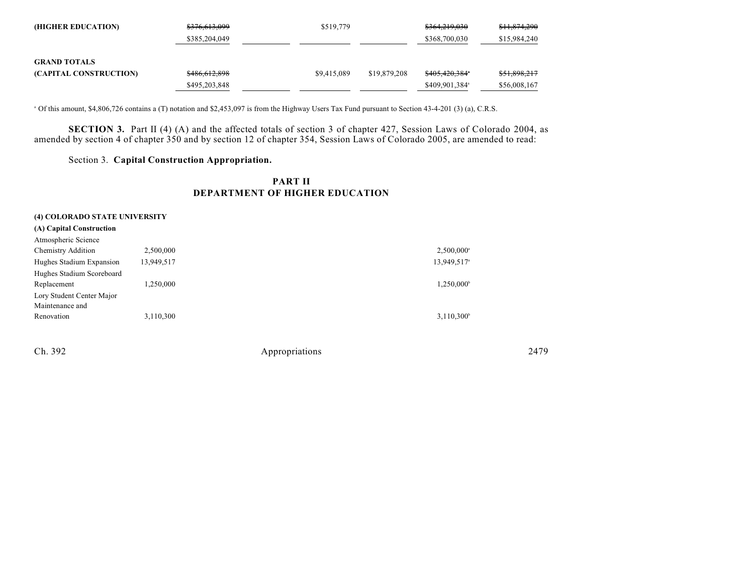| | | | | | | |
|---|---|---|---|---|---|---|
| (HIGHER EDUCATION) | ~~$376,613,099~~ | | $519,779 | | ~~$364,219,030~~ | ~~$11,874,290~~ |
| | $385,204,049 | | | | $368,700,030 | $15,984,240 |
| **GRAND TOTALS** | | | | | | |
| **(CAPITAL CONSTRUCTION)** | ~~$486,612,898~~ | | $9,415,089 | $19,879,208 | ~~$405,420,384~~[a] | ~~$51,898,217~~ |
| | $495,203,848 | | | | $409,901,384[a] | $56,008,167 |

[a] Of this amount, $4,806,726 contains a (T) notation and $2,453,097 is from the Highway Users Tax Fund pursuant to Section 43-4-201 (3) (a), C.R.S.

**SECTION 3.** Part II (4) (A) and the affected totals of section 3 of chapter 427, Session Laws of Colorado 2004, as amended by section 4 of chapter 350 and by section 12 of chapter 354, Session Laws of Colorado 2005, are amended to read:

Section 3. **Capital Construction Appropriation.**

## PART II
## DEPARTMENT OF HIGHER EDUCATION

**(4) COLORADO STATE UNIVERSITY**

**(A) Capital Construction**

| | | | | | | |
|---|---|---|---|---|---|---|
| Atmospheric Science Chemistry Addition | 2,500,000 | | | | 2,500,000[a] | |
| Hughes Stadium Expansion | 13,949,517 | | | | 13,949,517[a] | |
| Hughes Stadium Scoreboard Replacement | 1,250,000 | | | | 1,250,000[b] | |
| Lory Student Center Major Maintenance and Renovation | 3,110,300 | | | | 3,110,300[b] | |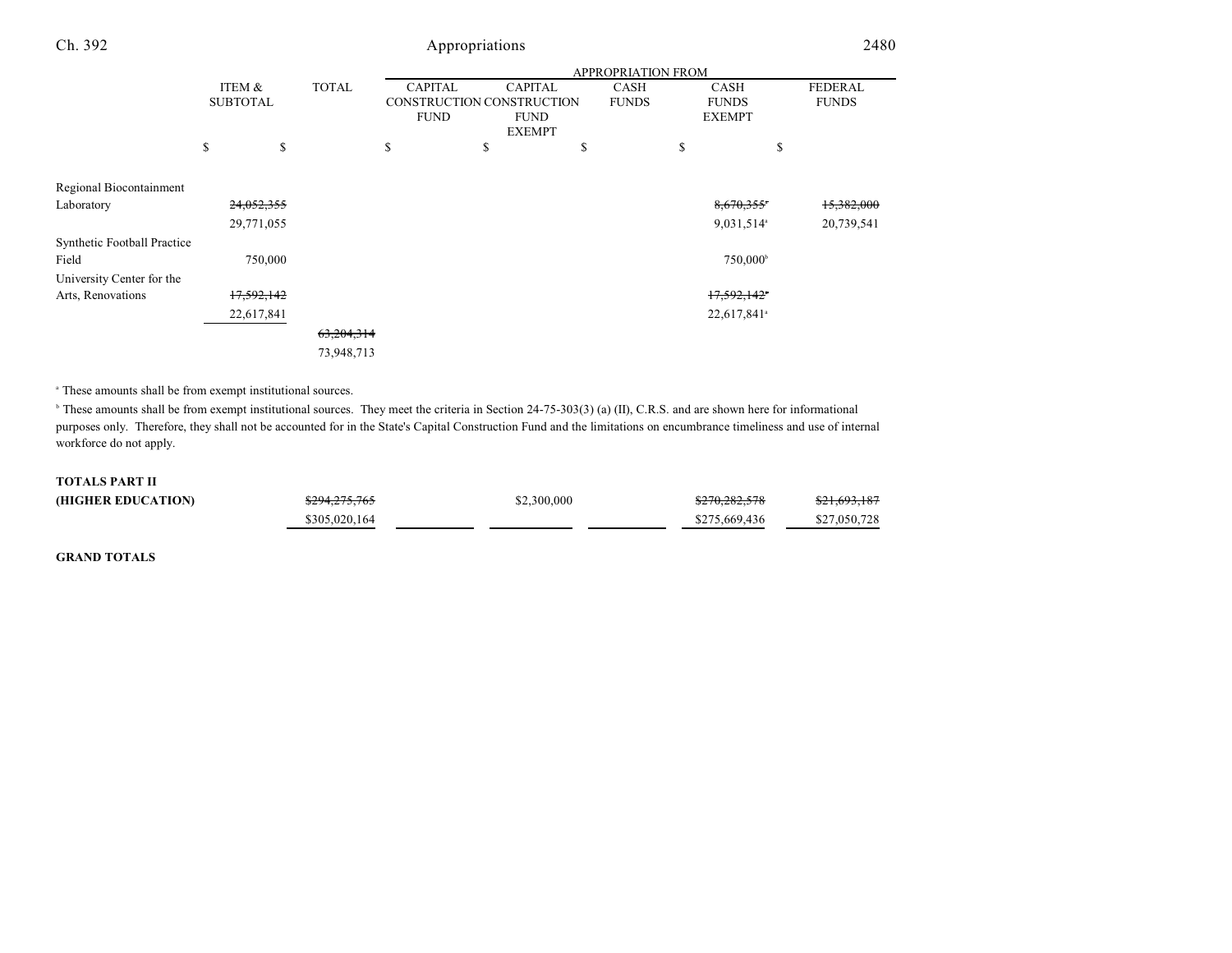| | ITEM & SUBTOTAL | TOTAL | APPROPRIATION FROM | | | | |
|---|---|---|---|---|---|---|---|
| | | | CAPITAL CONSTRUCTION FUND | CAPITAL CONSTRUCTION FUND EXEMPT | CASH FUNDS | CASH FUNDS EXEMPT | FEDERAL FUNDS |
| | $ | $ | $ | $ | $ | $ | $ |
| Regional Biocontainment Laboratory | ~~24,052,355~~ | | | | | ~~8,670,355~~[a] | ~~15,382,000~~ |
| | 29,771,055 | | | | | 9,031,514[a] | 20,739,541 |
| Synthetic Football Practice Field | 750,000 | | | | | 750,000[b] | |
| University Center for the Arts, Renovations | ~~17,592,142~~ | | | | | ~~17,592,142~~[a] | |
| | 22,617,841 | | | | | 22,617,841[a] | |
| | | ~~63,204,314~~ | | | | | |
| | | 73,948,713 | | | | | |

[a] These amounts shall be from exempt institutional sources.

[b] These amounts shall be from exempt institutional sources. They meet the criteria in Section 24-75-303(3) (a) (II), C.R.S. and are shown here for informational purposes only. Therefore, they shall not be accounted for in the State's Capital Construction Fund and the limitations on encumbrance timeliness and use of internal workforce do not apply.

| | | TOTAL | CAPITAL CONSTRUCTION FUND | CAPITAL CONSTRUCTION FUND EXEMPT | CASH FUNDS | CASH FUNDS EXEMPT | FEDERAL FUNDS |
|---|---|---|---|---|---|---|---|
| **TOTALS PART II (HIGHER EDUCATION)** | | ~~$294,275,765~~ | | $2,300,000 | | ~~$270,282,578~~ | ~~$21,693,187~~ |
| | | $305,020,164 | | | | $275,669,436 | $27,050,728 |

**GRAND TOTALS**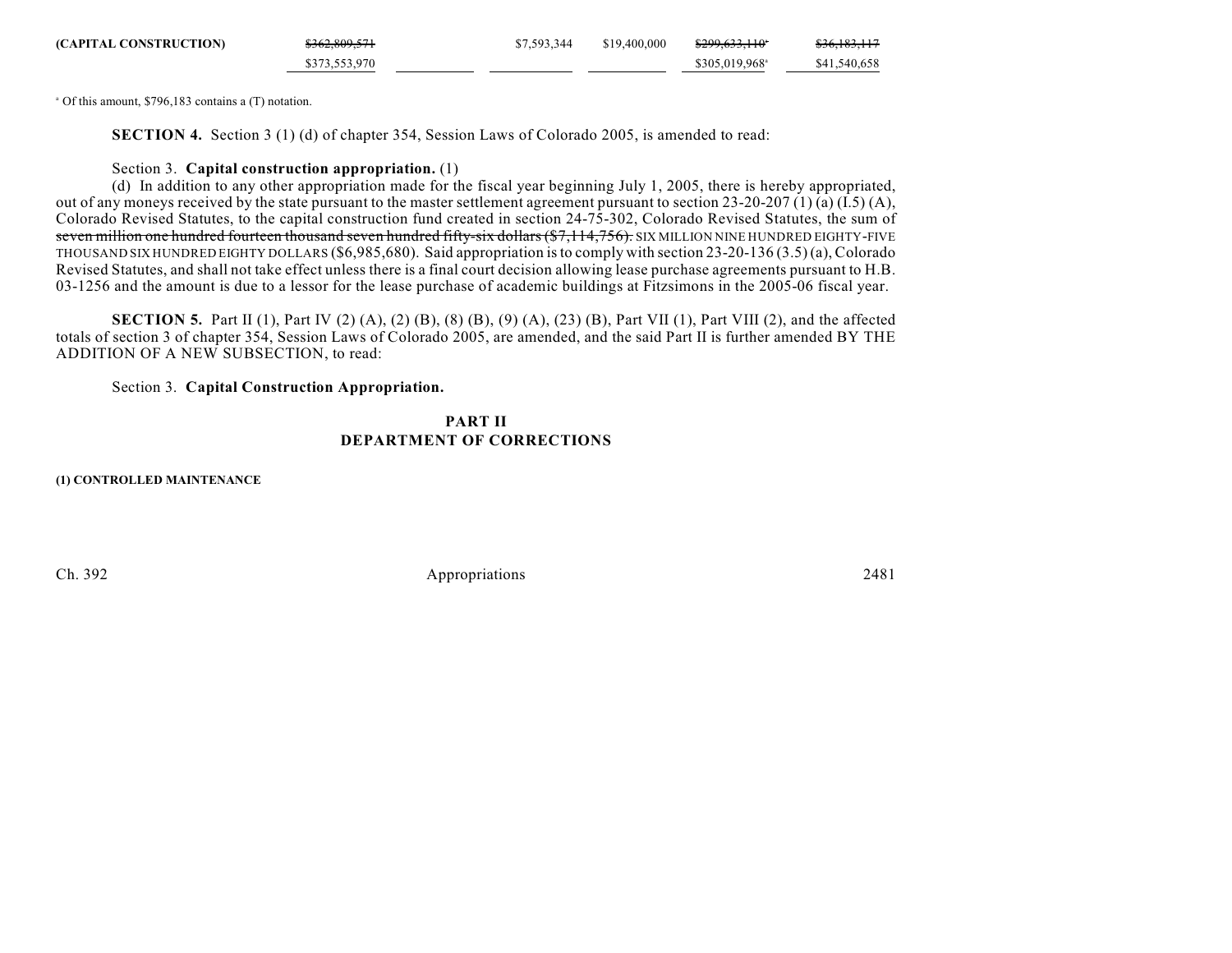| (CAPITAL CONSTRUCTION) | ~~$362,809,571~~ | | $7,593,344 | $19,400,000 | ~~$299,633,110~~[a] | ~~$36,183,117~~ |
|---|---|---|---|---|---|---|
| | $373,553,970 | | | | $305,019,968[a] | $41,540,658 |

[a] Of this amount, $796,183 contains a (T) notation.

**SECTION 4.** Section 3 (1) (d) of chapter 354, Session Laws of Colorado 2005, is amended to read:

Section 3. **Capital construction appropriation.** (1)

(d) In addition to any other appropriation made for the fiscal year beginning July 1, 2005, there is hereby appropriated, out of any moneys received by the state pursuant to the master settlement agreement pursuant to section 23-20-207 (1) (a) (I.5) (A), Colorado Revised Statutes, to the capital construction fund created in section 24-75-302, Colorado Revised Statutes, the sum of ~~seven million one hundred fourteen thousand seven hundred fifty-six dollars ($7,114,756).~~ SIX MILLION NINE HUNDRED EIGHTY-FIVE THOUSAND SIX HUNDRED EIGHTY DOLLARS ($6,985,680). Said appropriation is to comply with section 23-20-136 (3.5) (a), Colorado Revised Statutes, and shall not take effect unless there is a final court decision allowing lease purchase agreements pursuant to H.B. 03-1256 and the amount is due to a lessor for the lease purchase of academic buildings at Fitzsimons in the 2005-06 fiscal year.

**SECTION 5.** Part II (1), Part IV (2) (A), (2) (B), (8) (B), (9) (A), (23) (B), Part VII (1), Part VIII (2), and the affected totals of section 3 of chapter 354, Session Laws of Colorado 2005, are amended, and the said Part II is further amended BY THE ADDITION OF A NEW SUBSECTION, to read:

Section 3. **Capital Construction Appropriation.**

## PART II
## DEPARTMENT OF CORRECTIONS

**(1) CONTROLLED MAINTENANCE**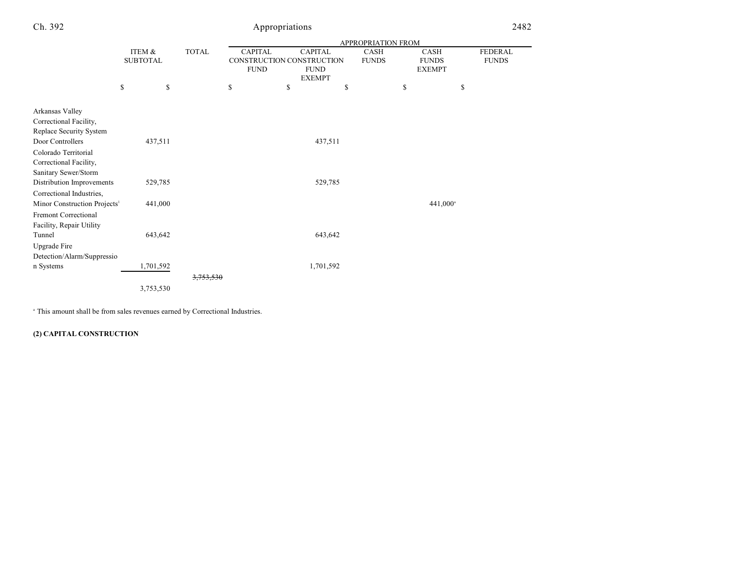| | ITEM & SUBTOTAL | TOTAL | APPROPRIATION FROM | | | | |
|---|---|---|---|---|---|---|---|
| | | | CAPITAL CONSTRUCTION FUND | CAPITAL CONSTRUCTION FUND EXEMPT | CASH FUNDS | CASH FUNDS EXEMPT | FEDERAL FUNDS |
| | $ | $ | $ | $ | $ | $ | $ |
| Arkansas Valley Correctional Facility, Replace Security System Door Controllers | 437,511 | | | 437,511 | | | |
| Colorado Territorial Correctional Facility, Sanitary Sewer/Storm Distribution Improvements | 529,785 | | | 529,785 | | | |
| Correctional Industries, Minor Construction Projects[1] | 441,000 | | | | | 441,000[a] | |
| Fremont Correctional Facility, Repair Utility Tunnel | 643,642 | | | 643,642 | | | |
| Upgrade Fire Detection/Alarm/Suppression Systems | 1,701,592 | | | 1,701,592 | | | |
| | | ~~3,753,530~~ | | | | | |
| | 3,753,530 | | | | | | |

[a] This amount shall be from sales revenues earned by Correctional Industries.

**(2) CAPITAL CONSTRUCTION**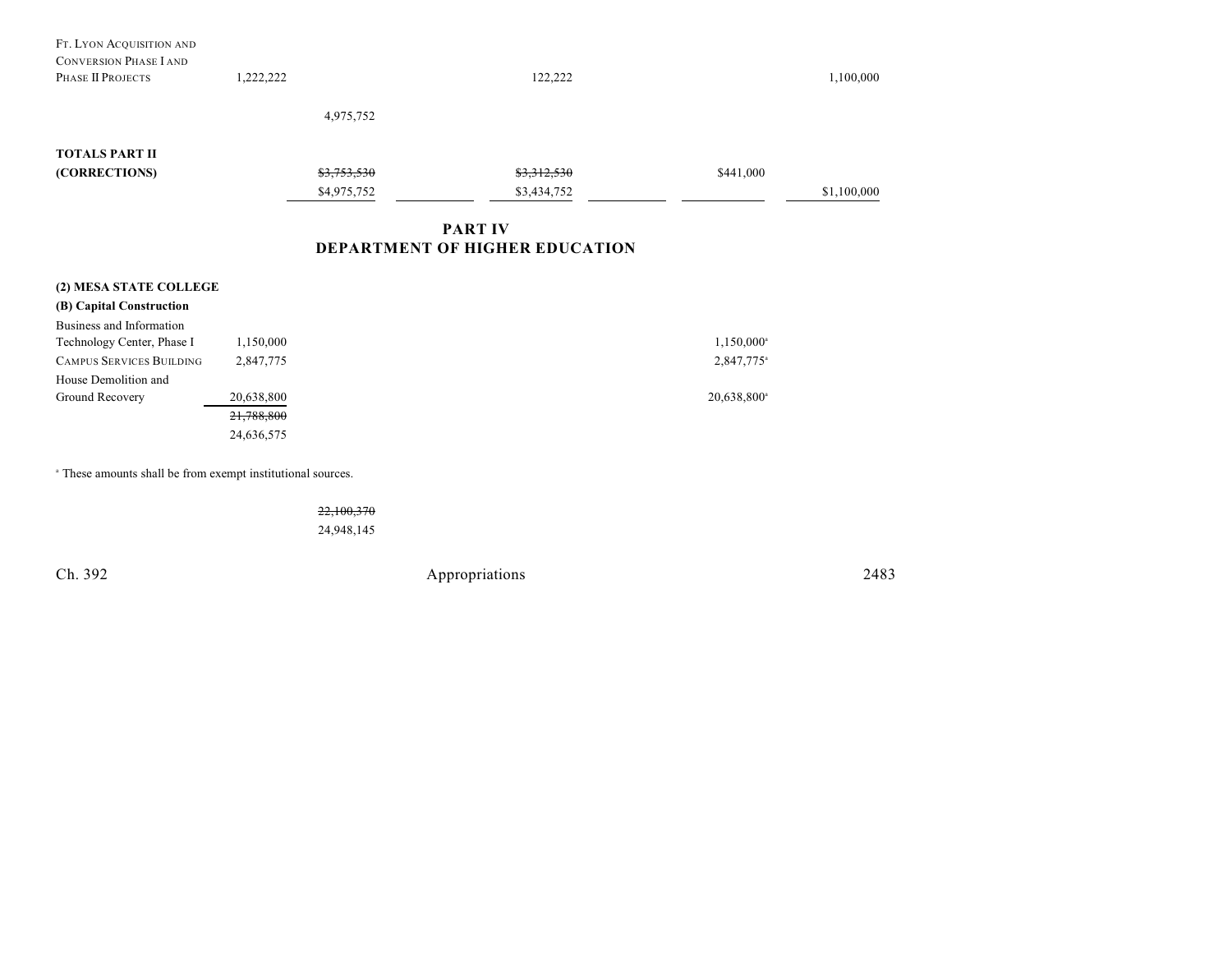| | | | | | | | |
|---|---|---|---|---|---|---|---|
| FT. LYON ACQUISITION AND CONVERSION PHASE I AND PHASE II PROJECTS | 1,222,222 | | | 122,222 | | | 1,100,000 |
| | | 4,975,752 | | | | | |
| **TOTALS PART II (CORRECTIONS)** | | ~~$3,753,530~~ $4,975,752 | | ~~$3,312,530~~ $3,434,752 | | $441,000 | $1,100,000 |

## PART IV
## DEPARTMENT OF HIGHER EDUCATION

**(2) MESA STATE COLLEGE**

**(B) Capital Construction**

| | | | | | | | |
|---|---|---|---|---|---|---|---|
| Business and Information Technology Center, Phase I | 1,150,000 | | | | | 1,150,000[a] | |
| CAMPUS SERVICES BUILDING | 2,847,775 | | | | | 2,847,775[a] | |
| House Demolition and Ground Recovery | 20,638,800 | | | | | 20,638,800[a] | |
| | ~~21,788,800~~ 24,636,575 | | | | | | |

[a] These amounts shall be from exempt institutional sources.

| | | |
|---|---|---|
| | | ~~22,100,370~~ 24,948,145 |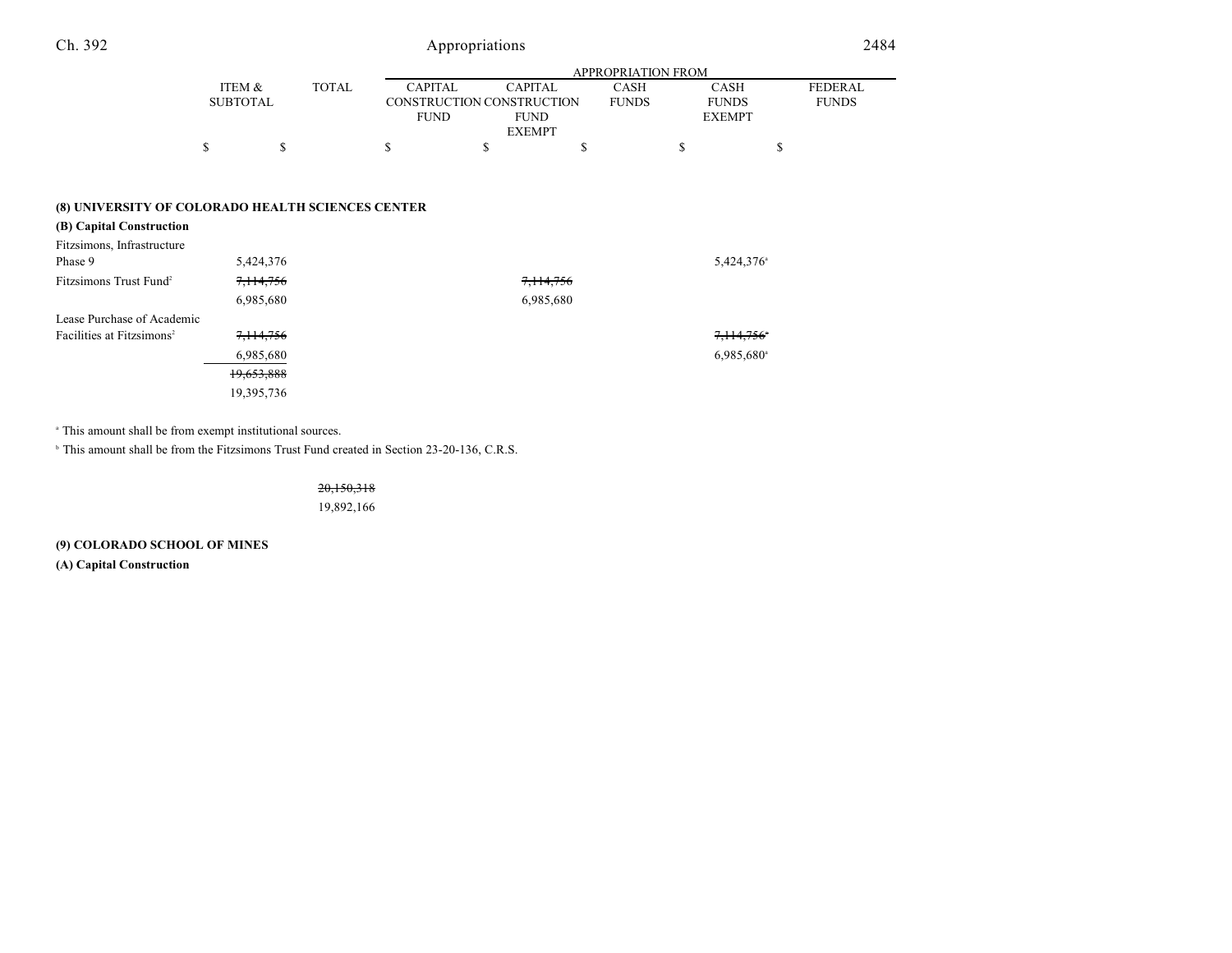| | ITEM & SUBTOTAL | TOTAL | APPROPRIATION FROM CAPITAL CONSTRUCTION FUND | CAPITAL CONSTRUCTION FUND EXEMPT | CASH FUNDS | CASH FUNDS EXEMPT | FEDERAL FUNDS |
|---|---|---|---|---|---|---|---|
| | $ | $ | $ | $ | $ | $ | $ |
| **(8) UNIVERSITY OF COLORADO HEALTH SCIENCES CENTER** | | | | | | | |
| **(B) Capital Construction** | | | | | | | |
| Fitzsimons, Infrastructure Phase 9 | 5,424,376 | | | | | 5,424,376[a] | |
| Fitzsimons Trust Fund[2] | ~~7,114,756~~ | | | ~~7,114,756~~ | | | |
| | 6,985,680 | | | 6,985,680 | | | |
| Lease Purchase of Academic Facilities at Fitzsimons[2] | ~~7,114,756~~ | | | | | ~~7,114,756~~[b] | |
| | 6,985,680 | | | | | 6,985,680[a] | |
| | ~~19,653,888~~ | | | | | | |
| | 19,395,736 | | | | | | |

[a] This amount shall be from exempt institutional sources.

[b] This amount shall be from the Fitzsimons Trust Fund created in Section 23-20-136, C.R.S.

| | | |
|---|---|---|
| | | ~~20,150,318~~ |
| | | 19,892,166 |

**(9) COLORADO SCHOOL OF MINES**

**(A) Capital Construction**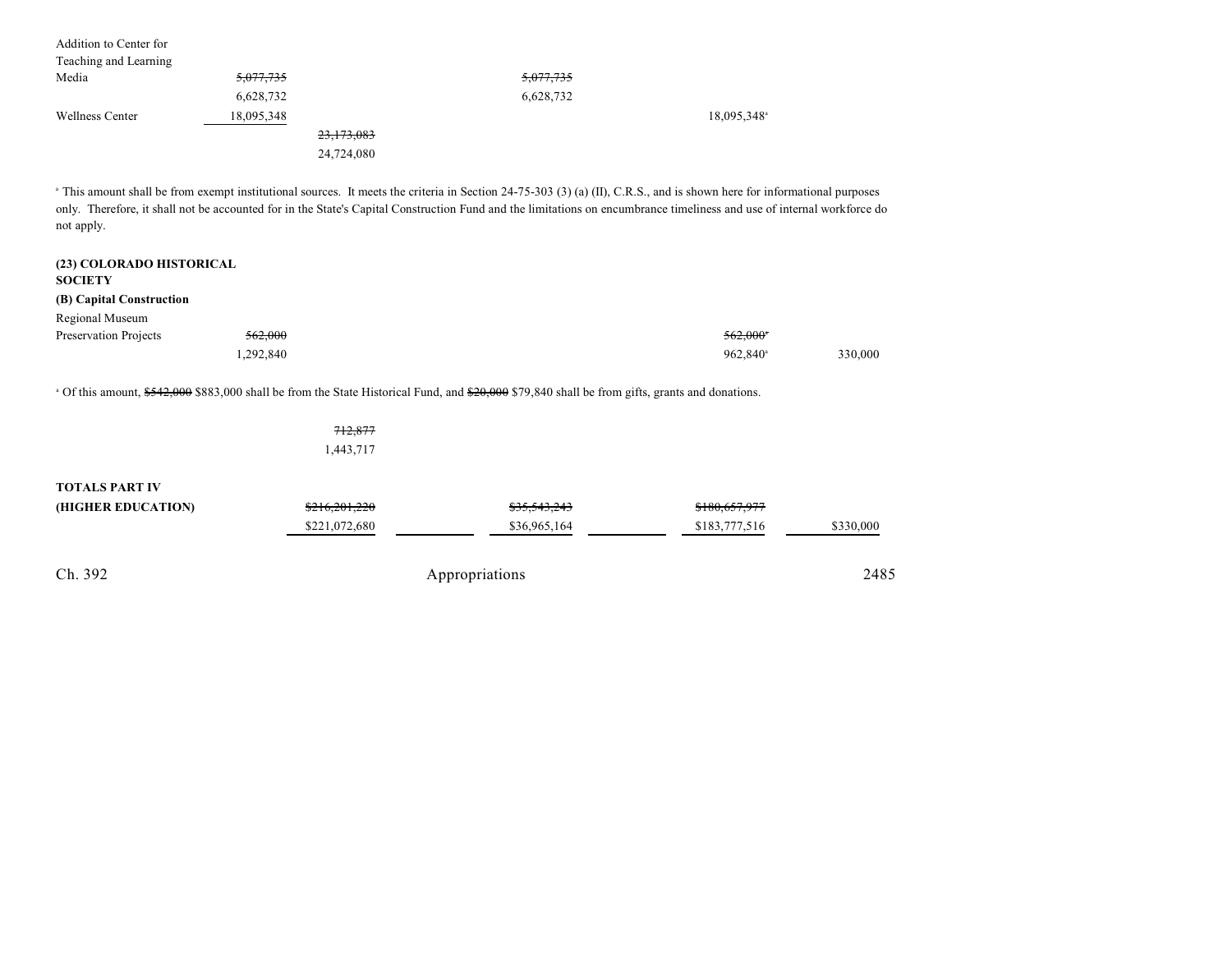| | | | | | | |
|---|---|---|---|---|---|---|
| Addition to Center for Teaching and Learning Media | ~~5,077,735~~ 6,628,732 | | | ~~5,077,735~~ 6,628,732 | | |
| Wellness Center | 18,095,348 | | | | 18,095,348[a] | |
| | | ~~23,173,083~~ 24,724,080 | | | | |

[a] This amount shall be from exempt institutional sources. It meets the criteria in Section 24-75-303 (3) (a) (II), C.R.S., and is shown here for informational purposes only. Therefore, it shall not be accounted for in the State's Capital Construction Fund and the limitations on encumbrance timeliness and use of internal workforce do not apply.

**(23) COLORADO HISTORICAL SOCIETY**

**(B) Capital Construction**

| | | | | | | |
|---|---|---|---|---|---|---|
| Regional Museum Preservation Projects | ~~562,000~~ 1,292,840 | | | | ~~562,000~~[a] 962,840[a] | 330,000 |

[a] Of this amount, ~~$542,000~~ $883,000 shall be from the State Historical Fund, and ~~$20,000~~ $79,840 shall be from gifts, grants and donations.

| | | | | | | |
|---|---|---|---|---|---|---|
| | | ~~712,877~~ 1,443,717 | | | | |
| **TOTALS PART IV (HIGHER EDUCATION)** | | ~~$216,201,220~~ $221,072,680 | | ~~$35,543,243~~ $36,965,164 | ~~$180,657,977~~ $183,777,516 | $330,000 |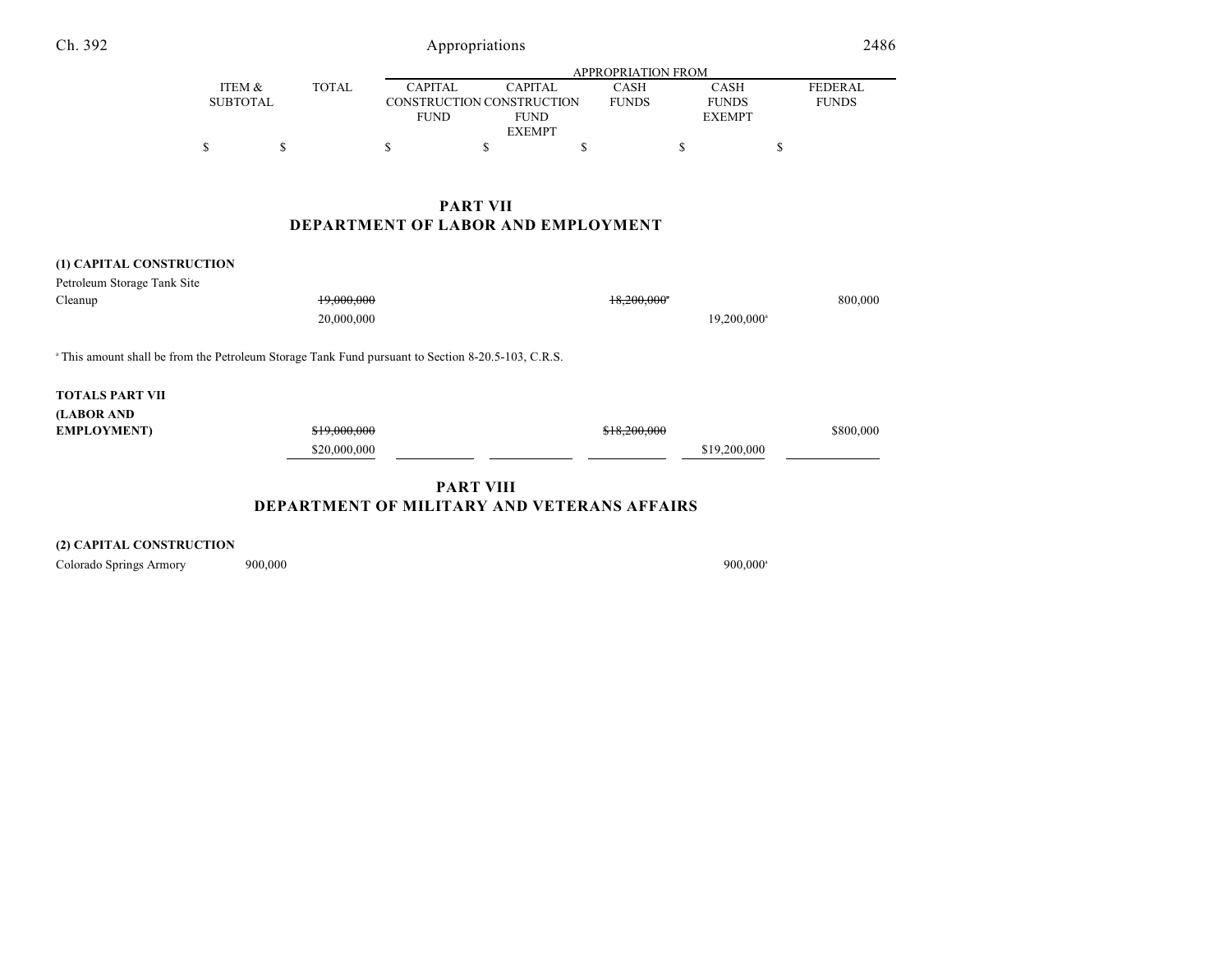| | ITEM & SUBTOTAL | TOTAL | APPROPRIATION FROM CAPITAL CONSTRUCTION FUND | CAPITAL CONSTRUCTION FUND EXEMPT | CASH FUNDS | CASH FUNDS EXEMPT | FEDERAL FUNDS |
|---|---|---|---|---|---|---|---|
| | $ | $ | $ | $ | $ | $ | $ |

## PART VII
## DEPARTMENT OF LABOR AND EMPLOYMENT

| | ITEM & SUBTOTAL | TOTAL | CAPITAL CONSTRUCTION FUND | CAPITAL CONSTRUCTION FUND EXEMPT | CASH FUNDS | CASH FUNDS EXEMPT | FEDERAL FUNDS |
|---|---|---|---|---|---|---|---|
| **(1) CAPITAL CONSTRUCTION** | | | | | | | |
| Petroleum Storage Tank Site Cleanup | | ~~19,000,000~~ | | | ~~18,200,000[a]~~ | | 800,000 |
| | | 20,000,000 | | | | 19,200,000[a] | |

[a] This amount shall be from the Petroleum Storage Tank Fund pursuant to Section 8-20.5-103, C.R.S.

| | ITEM & SUBTOTAL | TOTAL | CAPITAL CONSTRUCTION FUND | CAPITAL CONSTRUCTION FUND EXEMPT | CASH FUNDS | CASH FUNDS EXEMPT | FEDERAL FUNDS |
|---|---|---|---|---|---|---|---|
| **TOTALS PART VII (LABOR AND EMPLOYMENT)** | | ~~$19,000,000~~ | | | ~~$18,200,000~~ | | $800,000 |
| | | $20,000,000 | | | | $19,200,000 | |

## PART VIII
## DEPARTMENT OF MILITARY AND VETERANS AFFAIRS

| | ITEM & SUBTOTAL | TOTAL | CAPITAL CONSTRUCTION FUND | CAPITAL CONSTRUCTION FUND EXEMPT | CASH FUNDS | CASH FUNDS EXEMPT | FEDERAL FUNDS |
|---|---|---|---|---|---|---|---|
| **(2) CAPITAL CONSTRUCTION** | | | | | | | |
| Colorado Springs Armory | 900,000 | | | | | 900,000[a] | |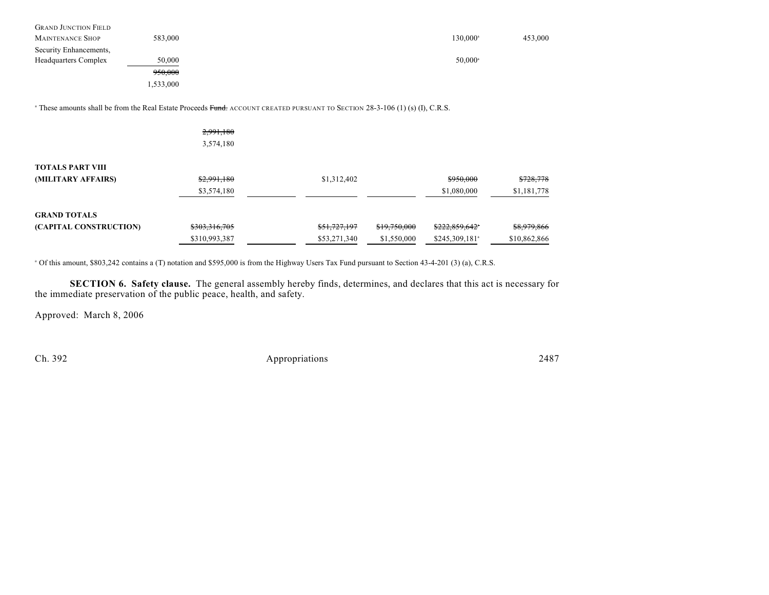| | | | | | | |
|---|---|---|---|---|---|---|
| GRAND JUNCTION FIELD MAINTENANCE SHOP | 583,000 | | | | 130,000[a] | 453,000 |
| Security Enhancements, Headquarters Complex | 50,000 | | | | 50,000[a] | |
| | ~~950,000~~ 1,533,000 | | | | | |

[a] These amounts shall be from the Real Estate Proceeds ~~Fund.~~ ACCOUNT CREATED PURSUANT TO SECTION 28-3-106 (1) (s) (I), C.R.S.

| | | | | | | |
|---|---|---|---|---|---|---|
| | ~~2,991,180~~ 3,574,180 | | | | | |
| **TOTALS PART VIII (MILITARY AFFAIRS)** | ~~$2,991,180~~ $3,574,180 | | $1,312,402 | | ~~$950,000~~ $1,080,000 | ~~$728,778~~ $1,181,778 |
| **GRAND TOTALS (CAPITAL CONSTRUCTION)** | ~~$303,316,705~~ $310,993,387 | | ~~$51,727,197~~ $53,271,340 | ~~$19,750,000~~ $1,550,000 | ~~$222,859,642[a]~~ $245,309,181[a] | ~~$8,979,866~~ $10,862,866 |

[a] Of this amount, $803,242 contains a (T) notation and $595,000 is from the Highway Users Tax Fund pursuant to Section 43-4-201 (3) (a), C.R.S.

**SECTION 6. Safety clause.** The general assembly hereby finds, determines, and declares that this act is necessary for the immediate preservation of the public peace, health, and safety.

Approved: March 8, 2006